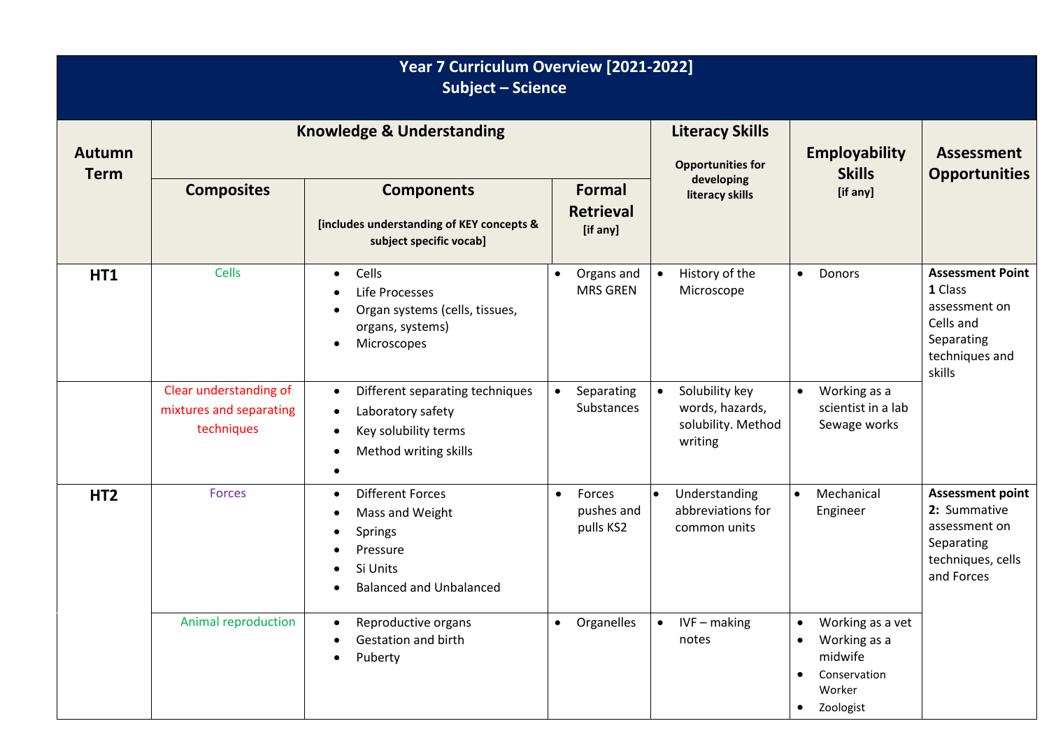# Year 7 Curriculum Overview [2021-2022]
## Subject – Science

| Autumn Term | Knowledge & Understanding | | | Literacy Skills<br>Opportunities for developing literacy skills | Employability Skills<br>[if any] | Assessment Opportunities |
|---|---|---|---|---|---|---|
| | **Composites** | **Components**<br>[includes understanding of KEY concepts & subject specific vocab] | **Formal Retrieval**<br>[if any] | | | |
| **HT1** | Cells | • Cells<br>• Life Processes<br>• Organ systems (cells, tissues, organs, systems)<br>• Microscopes | • Organs and MRS GREN | • History of the Microscope | • Donors | **Assessment Point 1** Class assessment on Cells and Separating techniques and skills |
| | Clear understanding of mixtures and separating techniques | • Different separating techniques<br>• Laboratory safety<br>• Key solubility terms<br>• Method writing skills<br>• | • Separating Substances | • Solubility key words, hazards, solubility. Method writing | • Working as a scientist in a lab Sewage works | |
| **HT2** | Forces | • Different Forces<br>• Mass and Weight<br>• Springs<br>• Pressure<br>• Si Units<br>• Balanced and Unbalanced | • Forces pushes and pulls KS2 | • Understanding abbreviations for common units | • Mechanical Engineer | **Assessment point 2:** Summative assessment on Separating techniques, cells and Forces |
| | Animal reproduction | • Reproductive organs<br>• Gestation and birth<br>• Puberty | • Organelles | • IVF – making notes | • Working as a vet<br>• Working as a midwife<br>• Conservation Worker<br>• Zoologist | |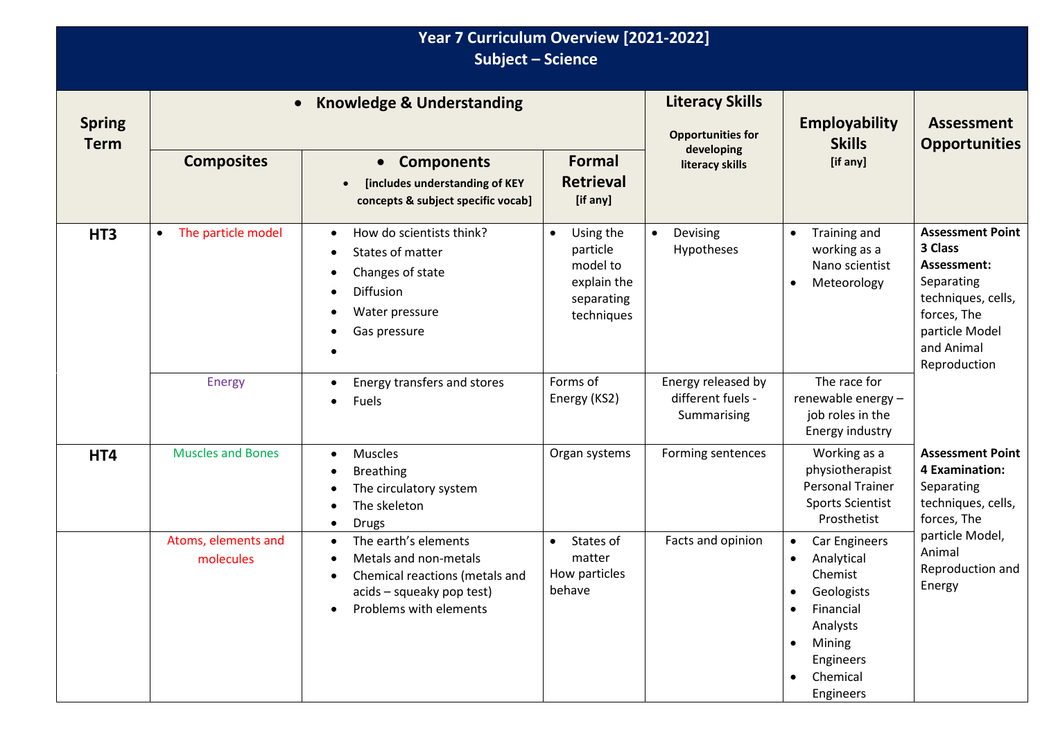# Year 7 Curriculum Overview [2021-2022]
## Subject – Science

| Spring Term | Knowledge & Understanding | | | Literacy Skills<br>Opportunities for developing literacy skills | Employability Skills<br>[if any] | Assessment Opportunities |
|---|---|---|---|---|---|---|
| | Composites | Components<br>[includes understanding of KEY concepts & subject specific vocab] | Formal Retrieval<br>[if any] | | | |
| HT3 | • The particle model | • How do scientists think?<br>• States of matter<br>• Changes of state<br>• Diffusion<br>• Water pressure<br>• Gas pressure<br>• | • Using the particle model to explain the separating techniques | • Devising Hypotheses | • Training and working as a Nano scientist<br>• Meteorology | **Assessment Point 3 Class Assessment:** Separating techniques, cells, forces, The particle Model and Animal Reproduction |
| | Energy | • Energy transfers and stores<br>• Fuels | Forms of Energy (KS2) | Energy released by different fuels - Summarising | The race for renewable energy – job roles in the Energy industry | |
| HT4 | Muscles and Bones | • Muscles<br>• Breathing<br>• The circulatory system<br>• The skeleton<br>• Drugs | Organ systems | Forming sentences | Working as a physiotherapist<br>Personal Trainer<br>Sports Scientist<br>Prosthetist | **Assessment Point 4 Examination:** Separating techniques, cells, forces, The particle Model, Animal Reproduction and Energy |
| | Atoms, elements and molecules | • The earth's elements<br>• Metals and non-metals<br>• Chemical reactions (metals and acids – squeaky pop test)<br>• Problems with elements | • States of matter<br>How particles behave | Facts and opinion | • Car Engineers<br>• Analytical Chemist<br>• Geologists<br>• Financial Analysts<br>• Mining Engineers<br>• Chemical Engineers | |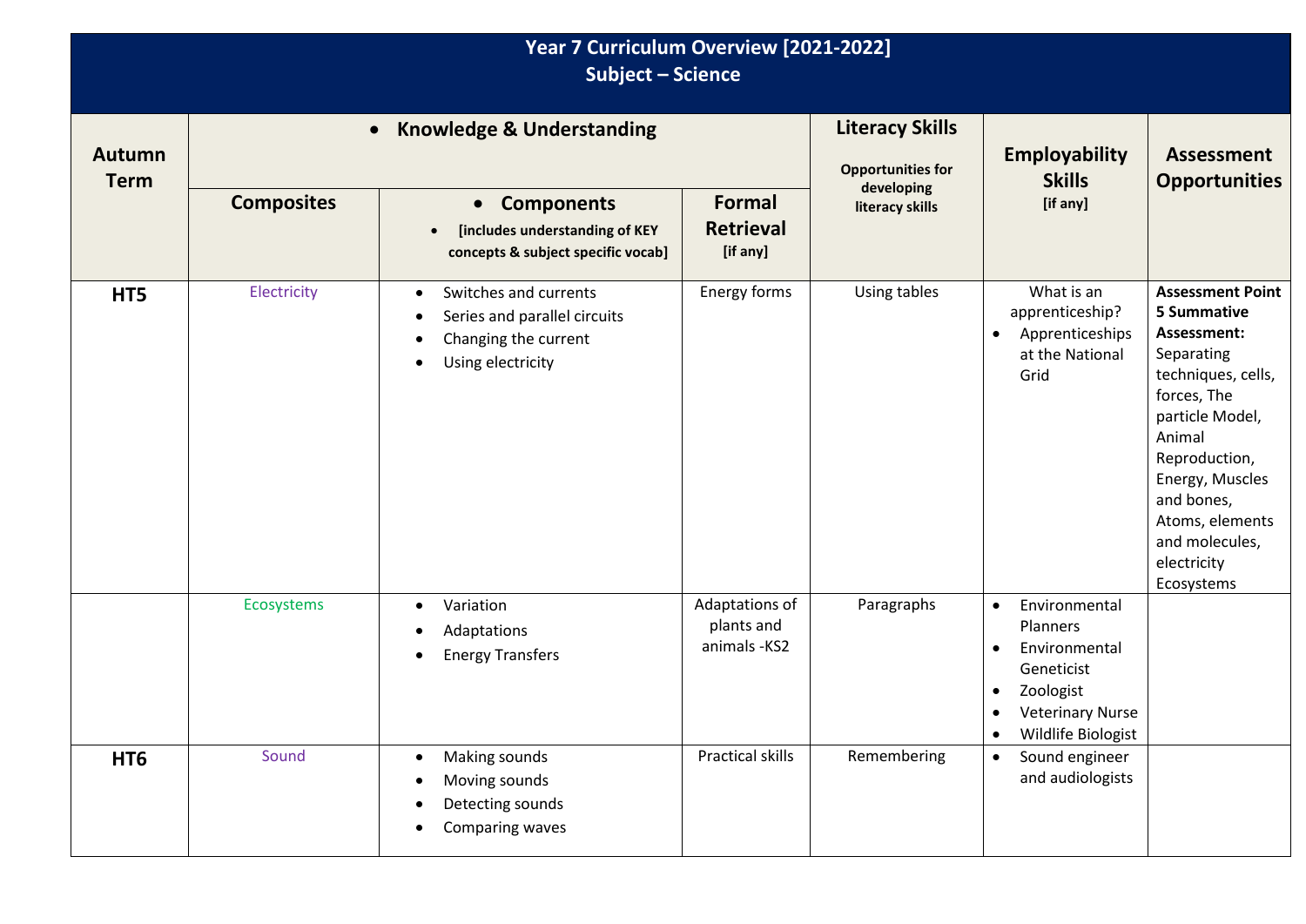# Year 7 Curriculum Overview [2021-2022]
## Subject – Science

| Autumn Term | Knowledge & Understanding | | | Literacy Skills<br>Opportunities for developing literacy skills | Employability Skills<br>[if any] | Assessment Opportunities |
|---|---|---|---|---|---|---|
| | Composites | Components<br>[includes understanding of KEY concepts & subject specific vocab] | Formal Retrieval<br>[if any] | | | |
| **HT5** | Electricity | • Switches and currents<br>• Series and parallel circuits<br>• Changing the current<br>• Using electricity | Energy forms | Using tables | What is an apprenticeship?<br>• Apprenticeships at the National Grid | **Assessment Point 5 Summative Assessment:** Separating techniques, cells, forces, The particle Model, Animal Reproduction, Energy, Muscles and bones, Atoms, elements and molecules, electricity Ecosystems |
| | Ecosystems | • Variation<br>• Adaptations<br>• Energy Transfers | Adaptations of plants and animals -KS2 | Paragraphs | • Environmental Planners<br>• Environmental Geneticist<br>• Zoologist<br>• Veterinary Nurse<br>• Wildlife Biologist | |
| **HT6** | Sound | • Making sounds<br>• Moving sounds<br>• Detecting sounds<br>• Comparing waves | Practical skills | Remembering | • Sound engineer and audiologists | |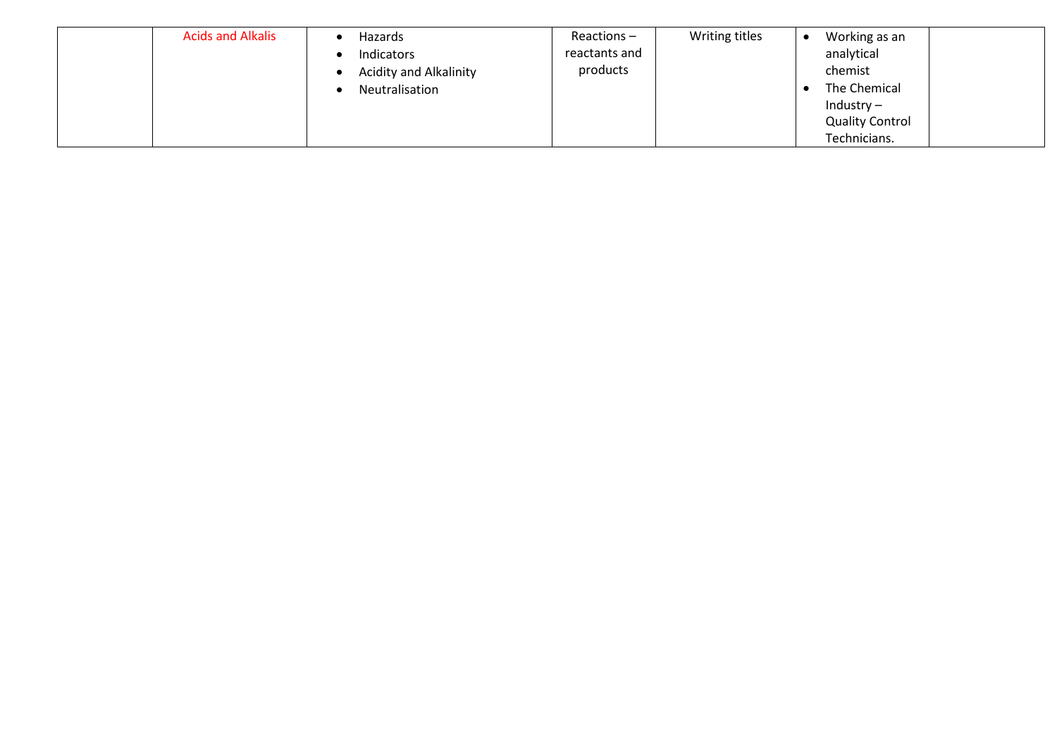| | | | | | | |
|---|---|---|---|---|---|---|
| | Acids and Alkalis | • Hazards<br>• Indicators<br>• Acidity and Alkalinity<br>• Neutralisation | Reactions – reactants and products | Writing titles | • Working as an analytical chemist<br>• The Chemical Industry – Quality Control Technicians. | |